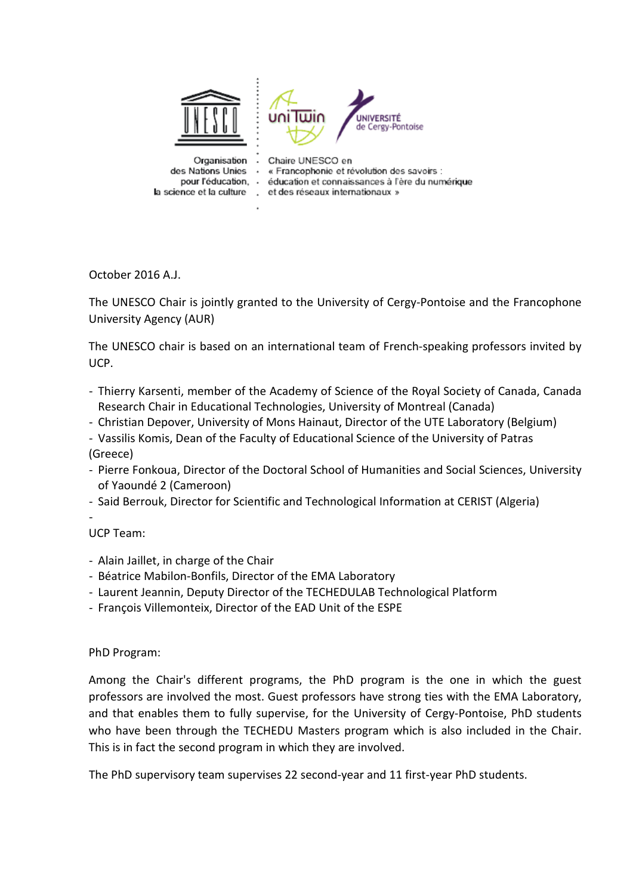Organisation des Nations Unies pour l'éducation, la science et la culture

Chaire UNESCO en « Francophonie et révolution des savoirs : éducation et connaissances à l'ère du numérique et des réseaux internationaux »

UNIVERSITÉ de Cergy-Pontoise

October 2016 A.J.

The UNESCO Chair is jointly granted to the University of Cergy-Pontoise and the Francophone University Agency (AUR)

The UNESCO chair is based on an international team of French-speaking professors invited by UCP.

- Thierry Karsenti, member of the Academy of Science of the Royal Society of Canada, Canada Research Chair in Educational Technologies, University of Montreal (Canada)
- Christian Depover, University of Mons Hainaut, Director of the UTE Laboratory (Belgium)
- Vassilis Komis, Dean of the Faculty of Educational Science of the University of Patras (Greece)
- Pierre Fonkoua, Director of the Doctoral School of Humanities and Social Sciences, University of Yaoundé 2 (Cameroon)
- Said Berrouk, Director for Scientific and Technological Information at CERIST (Algeria)
-

UCP Team:

- Alain Jaillet, in charge of the Chair
- Béatrice Mabilon-Bonfils, Director of the EMA Laboratory
- Laurent Jeannin, Deputy Director of the TECHEDULAB Technological Platform
- François Villemonteix, Director of the EAD Unit of the ESPE

PhD Program:

Among the Chair's different programs, the PhD program is the one in which the guest professors are involved the most. Guest professors have strong ties with the EMA Laboratory, and that enables them to fully supervise, for the University of Cergy-Pontoise, PhD students who have been through the TECHEDU Masters program which is also included in the Chair. This is in fact the second program in which they are involved.

The PhD supervisory team supervises 22 second-year and 11 first-year PhD students.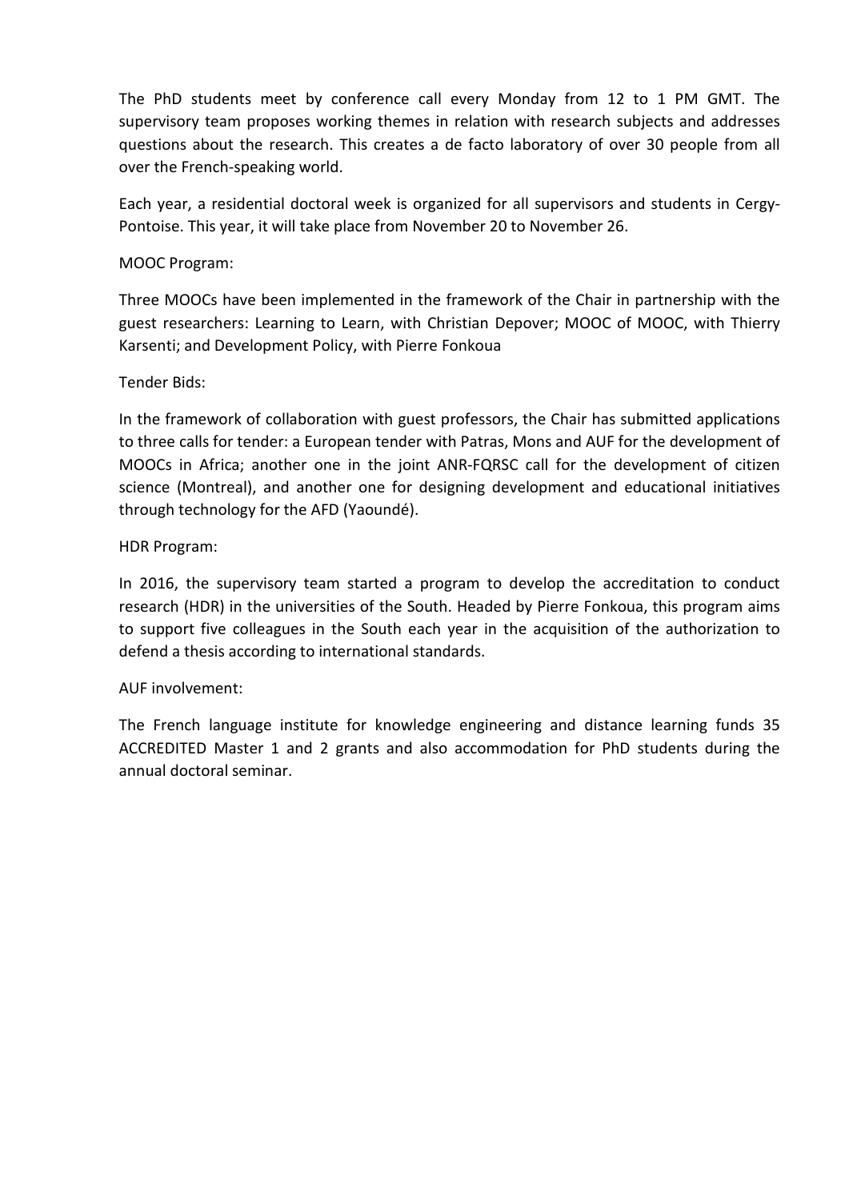The PhD students meet by conference call every Monday from 12 to 1 PM GMT. The supervisory team proposes working themes in relation with research subjects and addresses questions about the research. This creates a de facto laboratory of over 30 people from all over the French-speaking world.

Each year, a residential doctoral week is organized for all supervisors and students in Cergy-Pontoise. This year, it will take place from November 20 to November 26.

MOOC Program:

Three MOOCs have been implemented in the framework of the Chair in partnership with the guest researchers: Learning to Learn, with Christian Depover; MOOC of MOOC, with Thierry Karsenti; and Development Policy, with Pierre Fonkoua

Tender Bids:

In the framework of collaboration with guest professors, the Chair has submitted applications to three calls for tender: a European tender with Patras, Mons and AUF for the development of MOOCs in Africa; another one in the joint ANR-FQRSC call for the development of citizen science (Montreal), and another one for designing development and educational initiatives through technology for the AFD (Yaoundé).

HDR Program:

In 2016, the supervisory team started a program to develop the accreditation to conduct research (HDR) in the universities of the South. Headed by Pierre Fonkoua, this program aims to support five colleagues in the South each year in the acquisition of the authorization to defend a thesis according to international standards.

AUF involvement:

The French language institute for knowledge engineering and distance learning funds 35 ACCREDITED Master 1 and 2 grants and also accommodation for PhD students during the annual doctoral seminar.